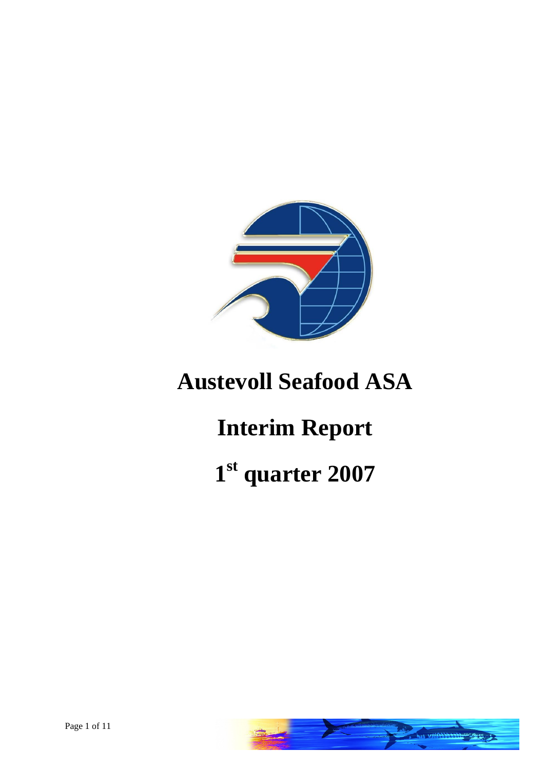# Austevoll Seafood ASA

# Interim Report

# 1st quarter 2007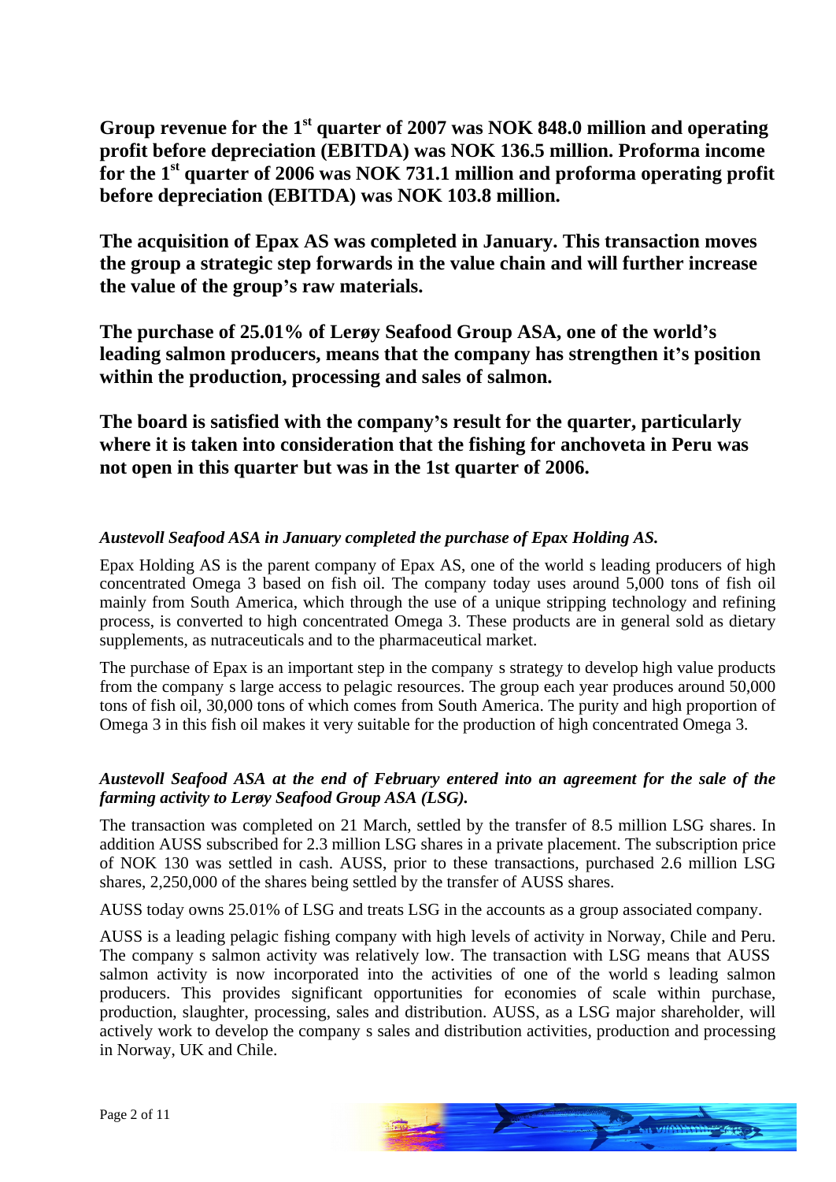**Group revenue for the 1st quarter of 2007 was NOK 848.0 million and operating profit before depreciation (EBITDA) was NOK 136.5 million. Proforma income for the 1st quarter of 2006 was NOK 731.1 million and proforma operating profit before depreciation (EBITDA) was NOK 103.8 million.**

**The acquisition of Epax AS was completed in January. This transaction moves the group a strategic step forwards in the value chain and will further increase the value of the group's raw materials.**

**The purchase of 25.01% of Lerøy Seafood Group ASA, one of the world's leading salmon producers, means that the company has strengthen it's position within the production, processing and sales of salmon.**

**The board is satisfied with the company's result for the quarter, particularly where it is taken into consideration that the fishing for anchoveta in Peru was not open in this quarter but was in the 1st quarter of 2006.**

***Austevoll Seafood ASA in January completed the purchase of Epax Holding AS.***

Epax Holding AS is the parent company of Epax AS, one of the world s leading producers of high concentrated Omega 3 based on fish oil. The company today uses around 5,000 tons of fish oil mainly from South America, which through the use of a unique stripping technology and refining process, is converted to high concentrated Omega 3. These products are in general sold as dietary supplements, as nutraceuticals and to the pharmaceutical market.

The purchase of Epax is an important step in the company s strategy to develop high value products from the company s large access to pelagic resources. The group each year produces around 50,000 tons of fish oil, 30,000 tons of which comes from South America. The purity and high proportion of Omega 3 in this fish oil makes it very suitable for the production of high concentrated Omega 3.

***Austevoll Seafood ASA at the end of February entered into an agreement for the sale of the farming activity to Lerøy Seafood Group ASA (LSG).***

The transaction was completed on 21 March, settled by the transfer of 8.5 million LSG shares. In addition AUSS subscribed for 2.3 million LSG shares in a private placement. The subscription price of NOK 130 was settled in cash. AUSS, prior to these transactions, purchased 2.6 million LSG shares, 2,250,000 of the shares being settled by the transfer of AUSS shares.

AUSS today owns 25.01% of LSG and treats LSG in the accounts as a group associated company.

AUSS is a leading pelagic fishing company with high levels of activity in Norway, Chile and Peru. The company s salmon activity was relatively low. The transaction with LSG means that AUSS salmon activity is now incorporated into the activities of one of the world s leading salmon producers. This provides significant opportunities for economies of scale within purchase, production, slaughter, processing, sales and distribution. AUSS, as a LSG major shareholder, will actively work to develop the company s sales and distribution activities, production and processing in Norway, UK and Chile.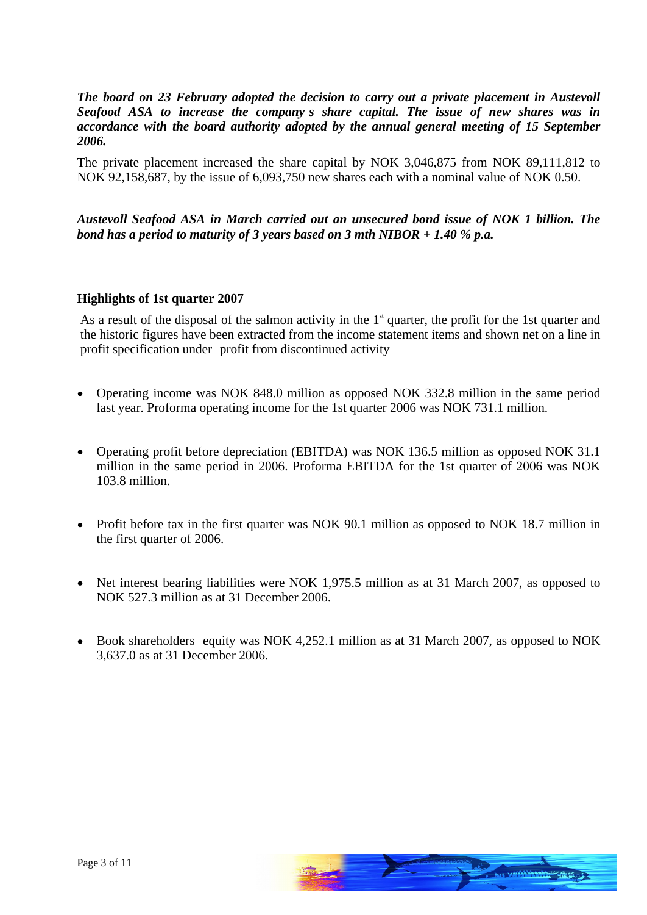***The board on 23 February adopted the decision to carry out a private placement in Austevoll Seafood ASA to increase the company s share capital. The issue of new shares was in accordance with the board authority adopted by the annual general meeting of 15 September 2006.***

The private placement increased the share capital by NOK 3,046,875 from NOK 89,111,812 to NOK 92,158,687, by the issue of 6,093,750 new shares each with a nominal value of NOK 0.50.

***Austevoll Seafood ASA in March carried out an unsecured bond issue of NOK 1 billion. The bond has a period to maturity of 3 years based on 3 mth NIBOR + 1.40 % p.a.***

**Highlights of 1st quarter 2007**

As a result of the disposal of the salmon activity in the 1st quarter, the profit for the 1st quarter and the historic figures have been extracted from the income statement items and shown net on a line in profit specification under profit from discontinued activity

- Operating income was NOK 848.0 million as opposed NOK 332.8 million in the same period last year. Proforma operating income for the 1st quarter 2006 was NOK 731.1 million.

- Operating profit before depreciation (EBITDA) was NOK 136.5 million as opposed NOK 31.1 million in the same period in 2006. Proforma EBITDA for the 1st quarter of 2006 was NOK 103.8 million.

- Profit before tax in the first quarter was NOK 90.1 million as opposed to NOK 18.7 million in the first quarter of 2006.

- Net interest bearing liabilities were NOK 1,975.5 million as at 31 March 2007, as opposed to NOK 527.3 million as at 31 December 2006.

- Book shareholders equity was NOK 4,252.1 million as at 31 March 2007, as opposed to NOK 3,637.0 as at 31 December 2006.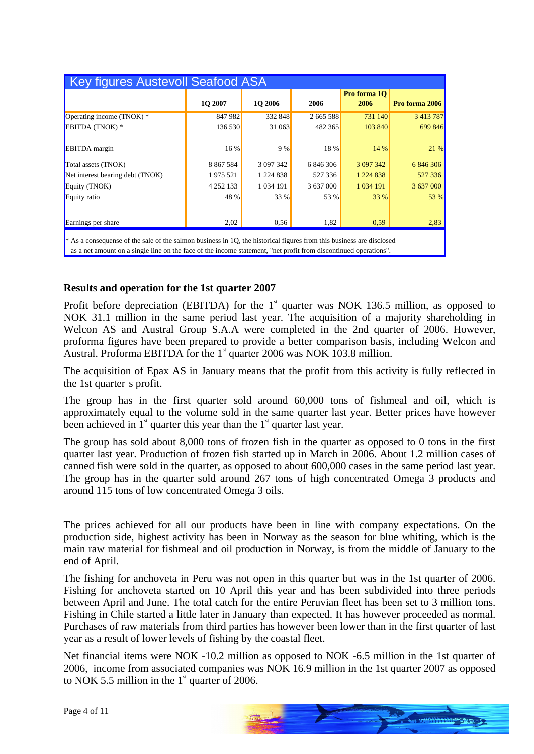## Key figures Austevoll Seafood ASA

| | 1Q 2007 | 1Q 2006 | 2006 | Pro forma 1Q 2006 | Pro forma 2006 |
|---|---|---|---|---|---|
| Operating income (TNOK) * | 847 982 | 332 848 | 2 665 588 | 731 140 | 3 413 787 |
| EBITDA (TNOK) * | 136 530 | 31 063 | 482 365 | 103 840 | 699 846 |
| EBITDA margin | 16 % | 9 % | 18 % | 14 % | 21 % |
| Total assets (TNOK) | 8 867 584 | 3 097 342 | 6 846 306 | 3 097 342 | 6 846 306 |
| Net interest bearing debt (TNOK) | 1 975 521 | 1 224 838 | 527 336 | 1 224 838 | 527 336 |
| Equity (TNOK) | 4 252 133 | 1 034 191 | 3 637 000 | 1 034 191 | 3 637 000 |
| Equity ratio | 48 % | 33 % | 53 % | 33 % | 53 % |
| Earnings per share | 2,02 | 0,56 | 1,82 | 0,59 | 2,83 |

\* As a consequense of the sale of the salmon business in 1Q, the historical figures from this business are disclosed as a net amount on a single line on the face of the income statement, "net profit from discontinued operations".

### Results and operation for the 1st quarter 2007

Profit before depreciation (EBITDA) for the 1st quarter was NOK 136.5 million, as opposed to NOK 31.1 million in the same period last year. The acquisition of a majority shareholding in Welcon AS and Austral Group S.A.A were completed in the 2nd quarter of 2006. However, proforma figures have been prepared to provide a better comparison basis, including Welcon and Austral. Proforma EBITDA for the 1st quarter 2006 was NOK 103.8 million.

The acquisition of Epax AS in January means that the profit from this activity is fully reflected in the 1st quarter s profit.

The group has in the first quarter sold around 60,000 tons of fishmeal and oil, which is approximately equal to the volume sold in the same quarter last year. Better prices have however been achieved in 1st quarter this year than the 1st quarter last year.

The group has sold about 8,000 tons of frozen fish in the quarter as opposed to 0 tons in the first quarter last year. Production of frozen fish started up in March in 2006. About 1.2 million cases of canned fish were sold in the quarter, as opposed to about 600,000 cases in the same period last year. The group has in the quarter sold around 267 tons of high concentrated Omega 3 products and around 115 tons of low concentrated Omega 3 oils.

The prices achieved for all our products have been in line with company expectations. On the production side, highest activity has been in Norway as the season for blue whiting, which is the main raw material for fishmeal and oil production in Norway, is from the middle of January to the end of April.

The fishing for anchoveta in Peru was not open in this quarter but was in the 1st quarter of 2006. Fishing for anchoveta started on 10 April this year and has been subdivided into three periods between April and June. The total catch for the entire Peruvian fleet has been set to 3 million tons. Fishing in Chile started a little later in January than expected. It has however proceeded as normal. Purchases of raw materials from third parties has however been lower than in the first quarter of last year as a result of lower levels of fishing by the coastal fleet.

Net financial items were NOK -10.2 million as opposed to NOK -6.5 million in the 1st quarter of 2006, income from associated companies was NOK 16.9 million in the 1st quarter 2007 as opposed to NOK 5.5 million in the 1st quarter of 2006.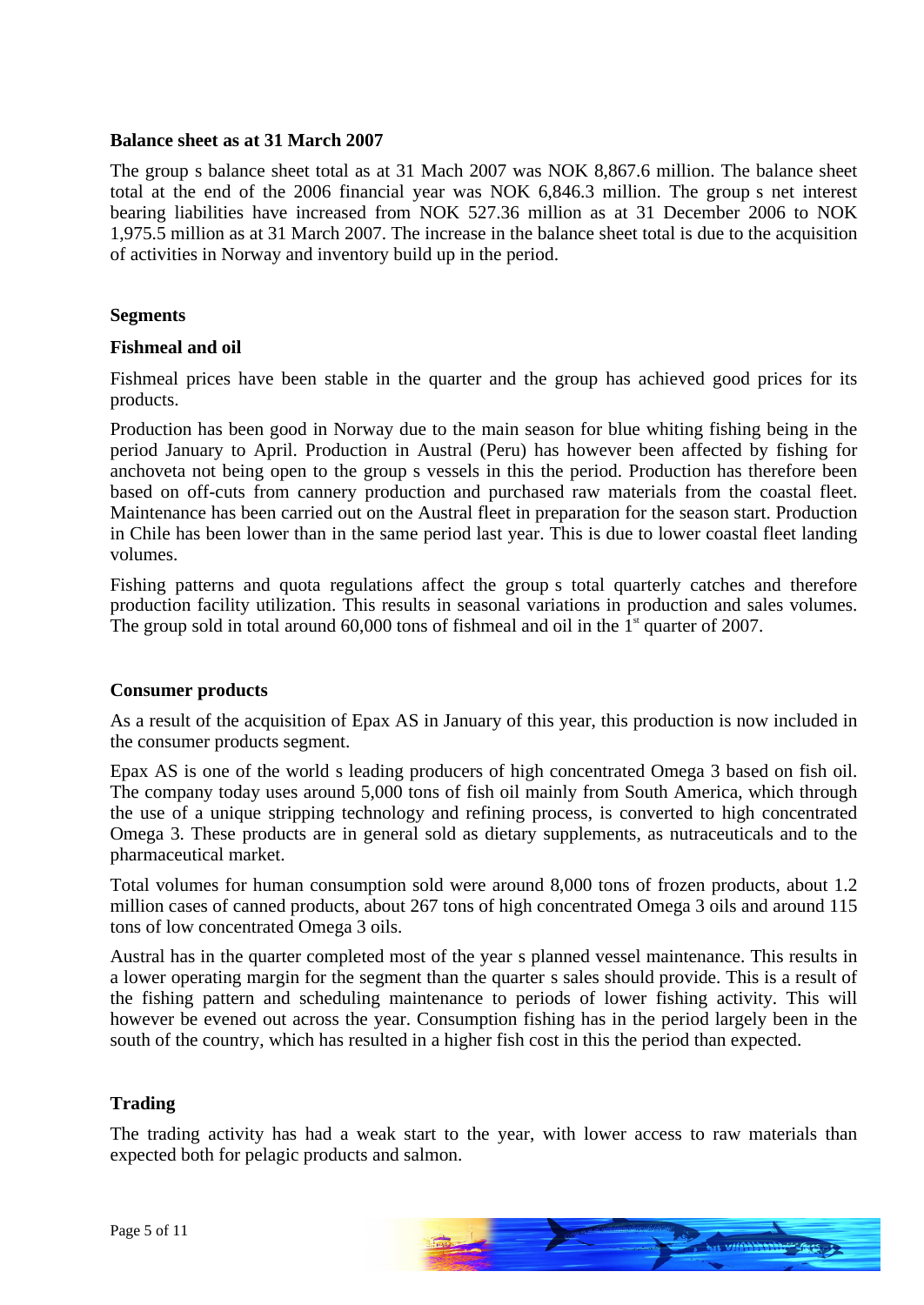**Balance sheet as at 31 March 2007**

The group s balance sheet total as at 31 Mach 2007 was NOK 8,867.6 million. The balance sheet total at the end of the 2006 financial year was NOK 6,846.3 million. The group s net interest bearing liabilities have increased from NOK 527.36 million as at 31 December 2006 to NOK 1,975.5 million as at 31 March 2007. The increase in the balance sheet total is due to the acquisition of activities in Norway and inventory build up in the period.

**Segments**

**Fishmeal and oil**

Fishmeal prices have been stable in the quarter and the group has achieved good prices for its products.

Production has been good in Norway due to the main season for blue whiting fishing being in the period January to April. Production in Austral (Peru) has however been affected by fishing for anchoveta not being open to the group s vessels in this the period. Production has therefore been based on off-cuts from cannery production and purchased raw materials from the coastal fleet. Maintenance has been carried out on the Austral fleet in preparation for the season start. Production in Chile has been lower than in the same period last year. This is due to lower coastal fleet landing volumes.

Fishing patterns and quota regulations affect the group s total quarterly catches and therefore production facility utilization. This results in seasonal variations in production and sales volumes. The group sold in total around 60,000 tons of fishmeal and oil in the 1st quarter of 2007.

**Consumer products**

As a result of the acquisition of Epax AS in January of this year, this production is now included in the consumer products segment.

Epax AS is one of the world s leading producers of high concentrated Omega 3 based on fish oil. The company today uses around 5,000 tons of fish oil mainly from South America, which through the use of a unique stripping technology and refining process, is converted to high concentrated Omega 3. These products are in general sold as dietary supplements, as nutraceuticals and to the pharmaceutical market.

Total volumes for human consumption sold were around 8,000 tons of frozen products, about 1.2 million cases of canned products, about 267 tons of high concentrated Omega 3 oils and around 115 tons of low concentrated Omega 3 oils.

Austral has in the quarter completed most of the year s planned vessel maintenance. This results in a lower operating margin for the segment than the quarter s sales should provide. This is a result of the fishing pattern and scheduling maintenance to periods of lower fishing activity. This will however be evened out across the year. Consumption fishing has in the period largely been in the south of the country, which has resulted in a higher fish cost in this the period than expected.

**Trading**

The trading activity has had a weak start to the year, with lower access to raw materials than expected both for pelagic products and salmon.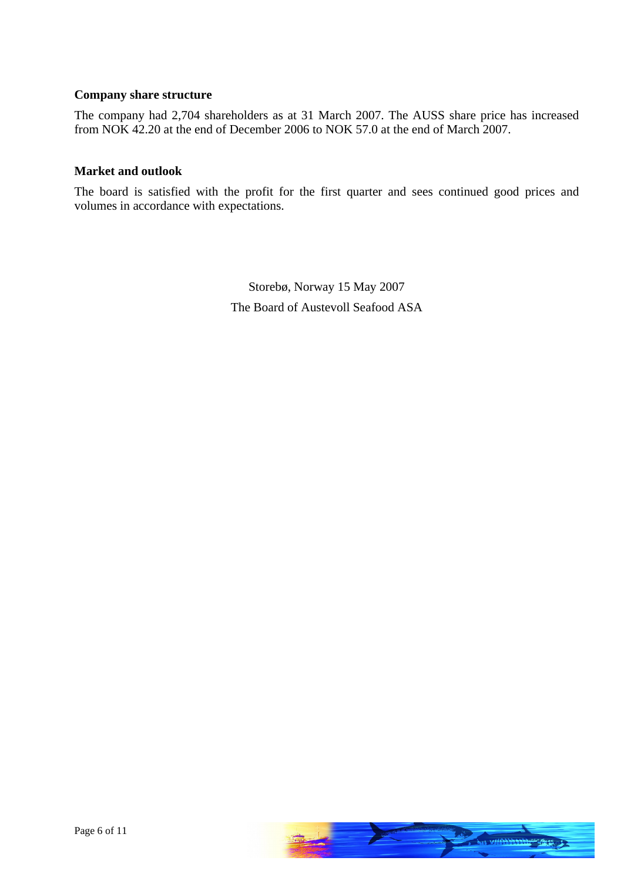**Company share structure**

The company had 2,704 shareholders as at 31 March 2007. The AUSS share price has increased from NOK 42.20 at the end of December 2006 to NOK 57.0 at the end of March 2007.

**Market and outlook**

The board is satisfied with the profit for the first quarter and sees continued good prices and volumes in accordance with expectations.

Storebø, Norway 15 May 2007

The Board of Austevoll Seafood ASA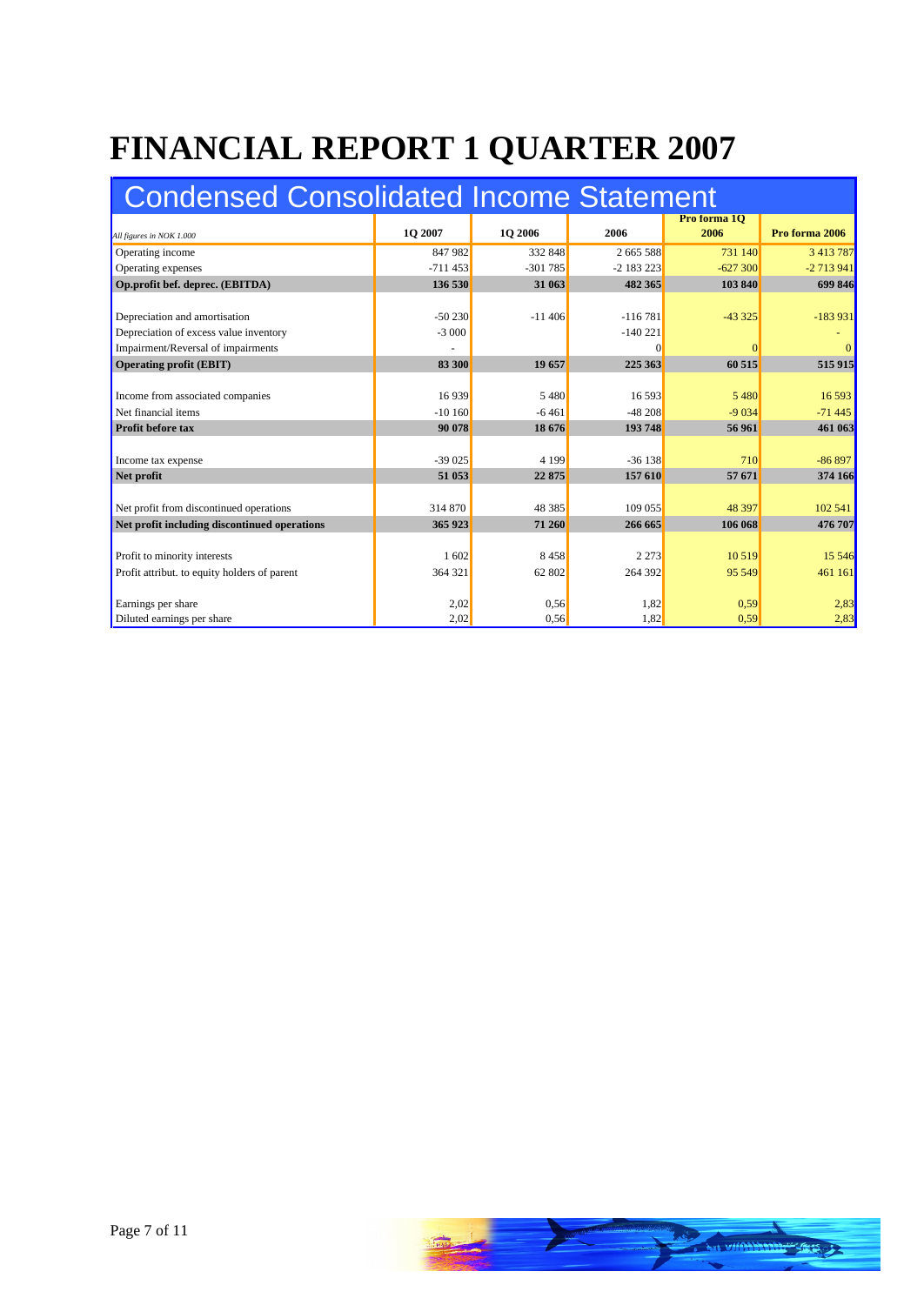# FINANCIAL REPORT 1 QUARTER 2007

## Condensed Consolidated Income Statement

| *All figures in NOK 1.000* | 1Q 2007 | 1Q 2006 | 2006 | Pro forma 1Q 2006 | Pro forma 2006 |
|---|---|---|---|---|---|
| Operating income | 847 982 | 332 848 | 2 665 588 | 731 140 | 3 413 787 |
| Operating expenses | -711 453 | -301 785 | -2 183 223 | -627 300 | -2 713 941 |
| **Op.profit bef. deprec. (EBITDA)** | **136 530** | **31 063** | **482 365** | **103 840** | **699 846** |
| | | | | | |
| Depreciation and amortisation | -50 230 | -11 406 | -116 781 | -43 325 | -183 931 |
| Depreciation of excess value inventory | -3 000 | | -140 221 | | - |
| Impairment/Reversal of impairments | - | | 0 | 0 | 0 |
| **Operating profit (EBIT)** | **83 300** | **19 657** | **225 363** | **60 515** | **515 915** |
| | | | | | |
| Income from associated companies | 16 939 | 5 480 | 16 593 | 5 480 | 16 593 |
| Net financial items | -10 160 | -6 461 | -48 208 | -9 034 | -71 445 |
| **Profit before tax** | **90 078** | **18 676** | **193 748** | **56 961** | **461 063** |
| | | | | | |
| Income tax expense | -39 025 | 4 199 | -36 138 | 710 | -86 897 |
| **Net profit** | **51 053** | **22 875** | **157 610** | **57 671** | **374 166** |
| | | | | | |
| Net profit from discontinued operations | 314 870 | 48 385 | 109 055 | 48 397 | 102 541 |
| **Net profit including discontinued operations** | **365 923** | **71 260** | **266 665** | **106 068** | **476 707** |
| | | | | | |
| Profit to minority interests | 1 602 | 8 458 | 2 273 | 10 519 | 15 546 |
| Profit attribut. to equity holders of parent | 364 321 | 62 802 | 264 392 | 95 549 | 461 161 |
| | | | | | |
| Earnings per share | 2,02 | 0,56 | 1,82 | 0,59 | 2,83 |
| Diluted earnings per share | 2,02 | 0,56 | 1,82 | 0,59 | 2,83 |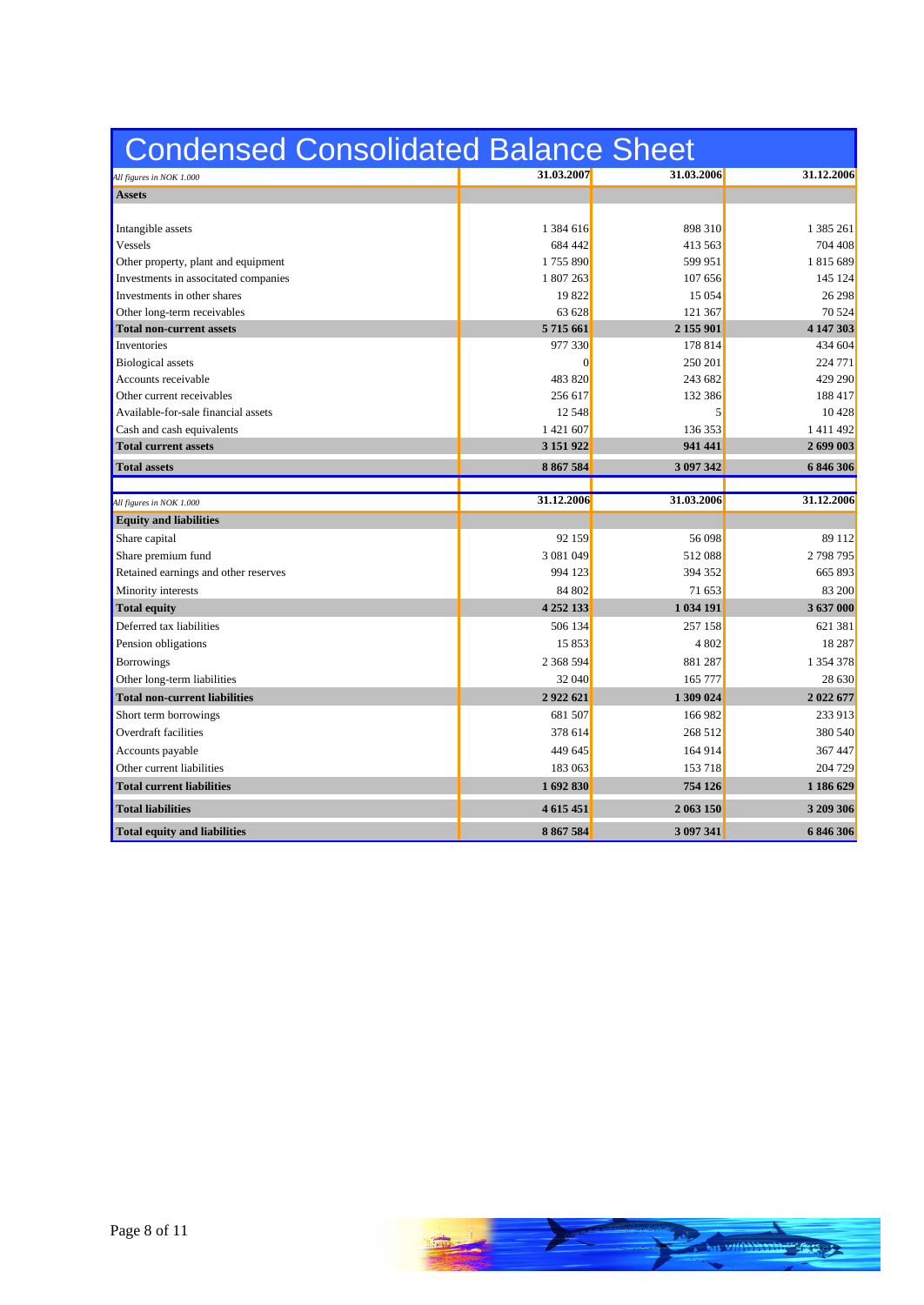# Condensed Consolidated Balance Sheet

| *All figures in NOK 1.000* | 31.03.2007 | 31.03.2006 | 31.12.2006 |
|---|---|---|---|
| **Assets** | | | |
| Intangible assets | 1 384 616 | 898 310 | 1 385 261 |
| Vessels | 684 442 | 413 563 | 704 408 |
| Other property, plant and equipment | 1 755 890 | 599 951 | 1 815 689 |
| Investments in associated companies | 1 807 263 | 107 656 | 145 124 |
| Investments in other shares | 19 822 | 15 054 | 26 298 |
| Other long-term receivables | 63 628 | 121 367 | 70 524 |
| **Total non-current assets** | **5 715 661** | **2 155 901** | **4 147 303** |
| Inventories | 977 330 | 178 814 | 434 604 |
| Biological assets | 0 | 250 201 | 224 771 |
| Accounts receivable | 483 820 | 243 682 | 429 290 |
| Other current receivables | 256 617 | 132 386 | 188 417 |
| Available-for-sale financial assets | 12 548 | 5 | 10 428 |
| Cash and cash equivalents | 1 421 607 | 136 353 | 1 411 492 |
| **Total current assets** | **3 151 922** | **941 441** | **2 699 003** |
| **Total assets** | **8 867 584** | **3 097 342** | **6 846 306** |

| *All figures in NOK 1.000* | 31.12.2006 | 31.03.2006 | 31.12.2006 |
|---|---|---|---|
| **Equity and liabilities** | | | |
| Share capital | 92 159 | 56 098 | 89 112 |
| Share premium fund | 3 081 049 | 512 088 | 2 798 795 |
| Retained earnings and other reserves | 994 123 | 394 352 | 665 893 |
| Minority interests | 84 802 | 71 653 | 83 200 |
| **Total equity** | **4 252 133** | **1 034 191** | **3 637 000** |
| Deferred tax liabilities | 506 134 | 257 158 | 621 381 |
| Pension obligations | 15 853 | 4 802 | 18 287 |
| Borrowings | 2 368 594 | 881 287 | 1 354 378 |
| Other long-term liabilities | 32 040 | 165 777 | 28 630 |
| **Total non-current liabilities** | **2 922 621** | **1 309 024** | **2 022 677** |
| Short term borrowings | 681 507 | 166 982 | 233 913 |
| Overdraft facilities | 378 614 | 268 512 | 380 540 |
| Accounts payable | 449 645 | 164 914 | 367 447 |
| Other current liabilities | 183 063 | 153 718 | 204 729 |
| **Total current liabilities** | **1 692 830** | **754 126** | **1 186 629** |
| **Total liabilities** | **4 615 451** | **2 063 150** | **3 209 306** |
| **Total equity and liabilities** | **8 867 584** | **3 097 341** | **6 846 306** |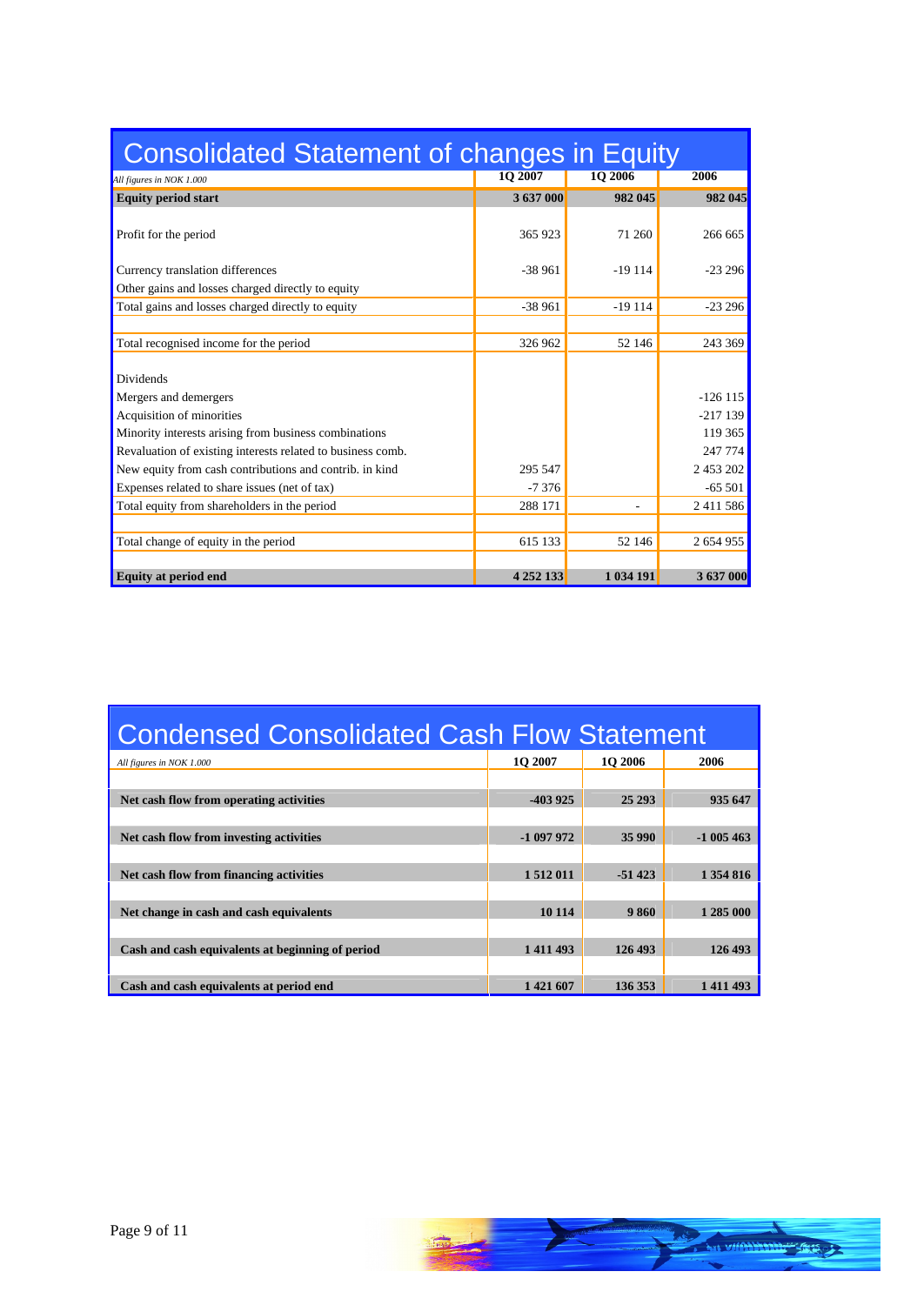## Consolidated Statement of changes in Equity

| *All figures in NOK 1.000* | 1Q 2007 | 1Q 2006 | 2006 |
|---|---|---|---|
| **Equity period start** | **3 637 000** | **982 045** | **982 045** |
| Profit for the period | 365 923 | 71 260 | 266 665 |
| Currency translation differences | -38 961 | -19 114 | -23 296 |
| Other gains and losses charged directly to equity | | | |
| Total gains and losses charged directly to equity | -38 961 | -19 114 | -23 296 |
| Total recognised income for the period | 326 962 | 52 146 | 243 369 |
| Dividends | | | |
| Mergers and demergers | | | -126 115 |
| Acquisition of minorities | | | -217 139 |
| Minority interests arising from business combinations | | | 119 365 |
| Revaluation of existing interests related to business comb. | | | 247 774 |
| New equity from cash contributions and contrib. in kind | 295 547 | | 2 453 202 |
| Expenses related to share issues (net of tax) | -7 376 | | -65 501 |
| Total equity from shareholders in the period | 288 171 | - | 2 411 586 |
| Total change of equity in the period | 615 133 | 52 146 | 2 654 955 |
| **Equity at period end** | **4 252 133** | **1 034 191** | **3 637 000** |

## Condensed Consolidated Cash Flow Statement

| *All figures in NOK 1.000* | 1Q 2007 | 1Q 2006 | 2006 |
|---|---|---|---|
| **Net cash flow from operating activities** | **-403 925** | **25 293** | **935 647** |
| **Net cash flow from investing activities** | **-1 097 972** | **35 990** | **-1 005 463** |
| **Net cash flow from financing activities** | **1 512 011** | **-51 423** | **1 354 816** |
| **Net change in cash and cash equivalents** | **10 114** | **9 860** | **1 285 000** |
| **Cash and cash equivalents at beginning of period** | **1 411 493** | **126 493** | **126 493** |
| **Cash and cash equivalents at period end** | **1 421 607** | **136 353** | **1 411 493** |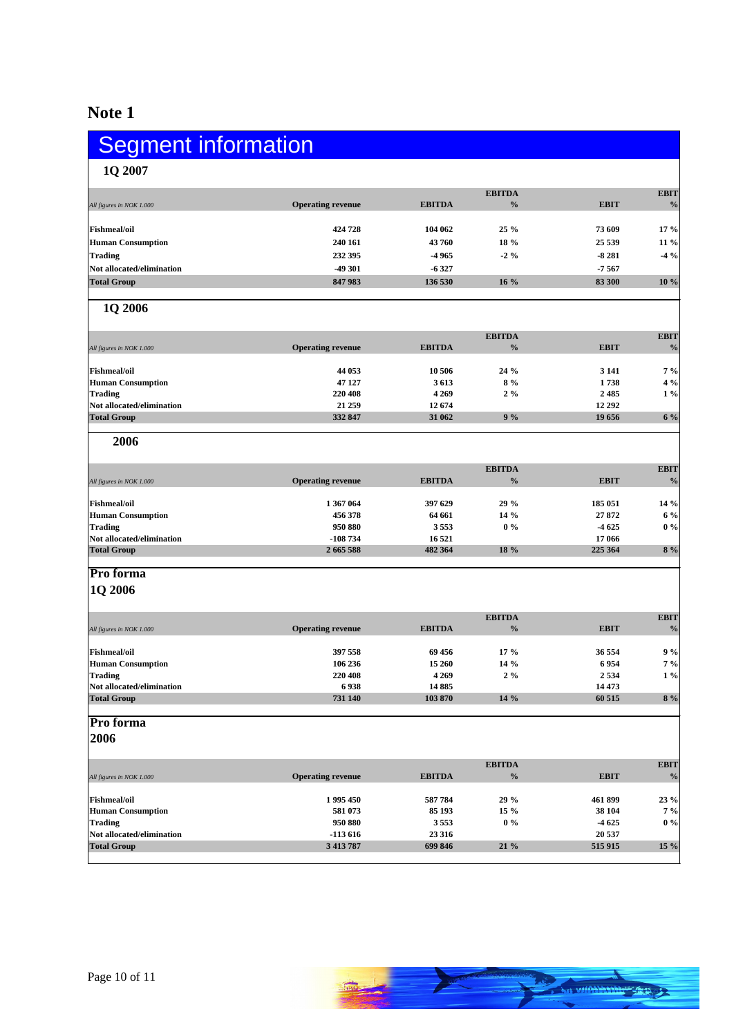# Note 1

## Segment information

### 1Q 2007

| *All figures in NOK 1.000* | Operating revenue | EBITDA | EBITDA % | EBIT | EBIT % |
|---|---|---|---|---|---|
| **Fishmeal/oil** | 424 728 | 104 062 | 25 % | 73 609 | 17 % |
| **Human Consumption** | 240 161 | 43 760 | 18 % | 25 539 | 11 % |
| **Trading** | 232 395 | -4 965 | -2 % | -8 281 | -4 % |
| **Not allocated/elimination** | -49 301 | -6 327 | | -7 567 | |
| **Total Group** | 847 983 | 136 530 | 16 % | 83 300 | 10 % |

### 1Q 2006

| *All figures in NOK 1.000* | Operating revenue | EBITDA | EBITDA % | EBIT | EBIT % |
|---|---|---|---|---|---|
| **Fishmeal/oil** | 44 053 | 10 506 | 24 % | 3 141 | 7 % |
| **Human Consumption** | 47 127 | 3 613 | 8 % | 1 738 | 4 % |
| **Trading** | 220 408 | 4 269 | 2 % | 2 485 | 1 % |
| **Not allocated/elimination** | 21 259 | 12 674 | | 12 292 | |
| **Total Group** | 332 847 | 31 062 | 9 % | 19 656 | 6 % |

### 2006

| *All figures in NOK 1.000* | Operating revenue | EBITDA | EBITDA % | EBIT | EBIT % |
|---|---|---|---|---|---|
| **Fishmeal/oil** | 1 367 064 | 397 629 | 29 % | 185 051 | 14 % |
| **Human Consumption** | 456 378 | 64 661 | 14 % | 27 872 | 6 % |
| **Trading** | 950 880 | 3 553 | 0 % | -4 625 | 0 % |
| **Not allocated/elimination** | -108 734 | 16 521 | | 17 066 | |
| **Total Group** | 2 665 588 | 482 364 | 18 % | 225 364 | 8 % |

### Pro forma 1Q 2006

| *All figures in NOK 1.000* | Operating revenue | EBITDA | EBITDA % | EBIT | EBIT % |
|---|---|---|---|---|---|
| **Fishmeal/oil** | 397 558 | 69 456 | 17 % | 36 554 | 9 % |
| **Human Consumption** | 106 236 | 15 260 | 14 % | 6 954 | 7 % |
| **Trading** | 220 408 | 4 269 | 2 % | 2 534 | 1 % |
| **Not allocated/elimination** | 6 938 | 14 885 | | 14 473 | |
| **Total Group** | 731 140 | 103 870 | 14 % | 60 515 | 8 % |

### Pro forma 2006

| *All figures in NOK 1.000* | Operating revenue | EBITDA | EBITDA % | EBIT | EBIT % |
|---|---|---|---|---|---|
| **Fishmeal/oil** | 1 995 450 | 587 784 | 29 % | 461 899 | 23 % |
| **Human Consumption** | 581 073 | 85 193 | 15 % | 38 104 | 7 % |
| **Trading** | 950 880 | 3 553 | 0 % | -4 625 | 0 % |
| **Not allocated/elimination** | -113 616 | 23 316 | | 20 537 | |
| **Total Group** | 3 413 787 | 699 846 | 21 % | 515 915 | 15 % |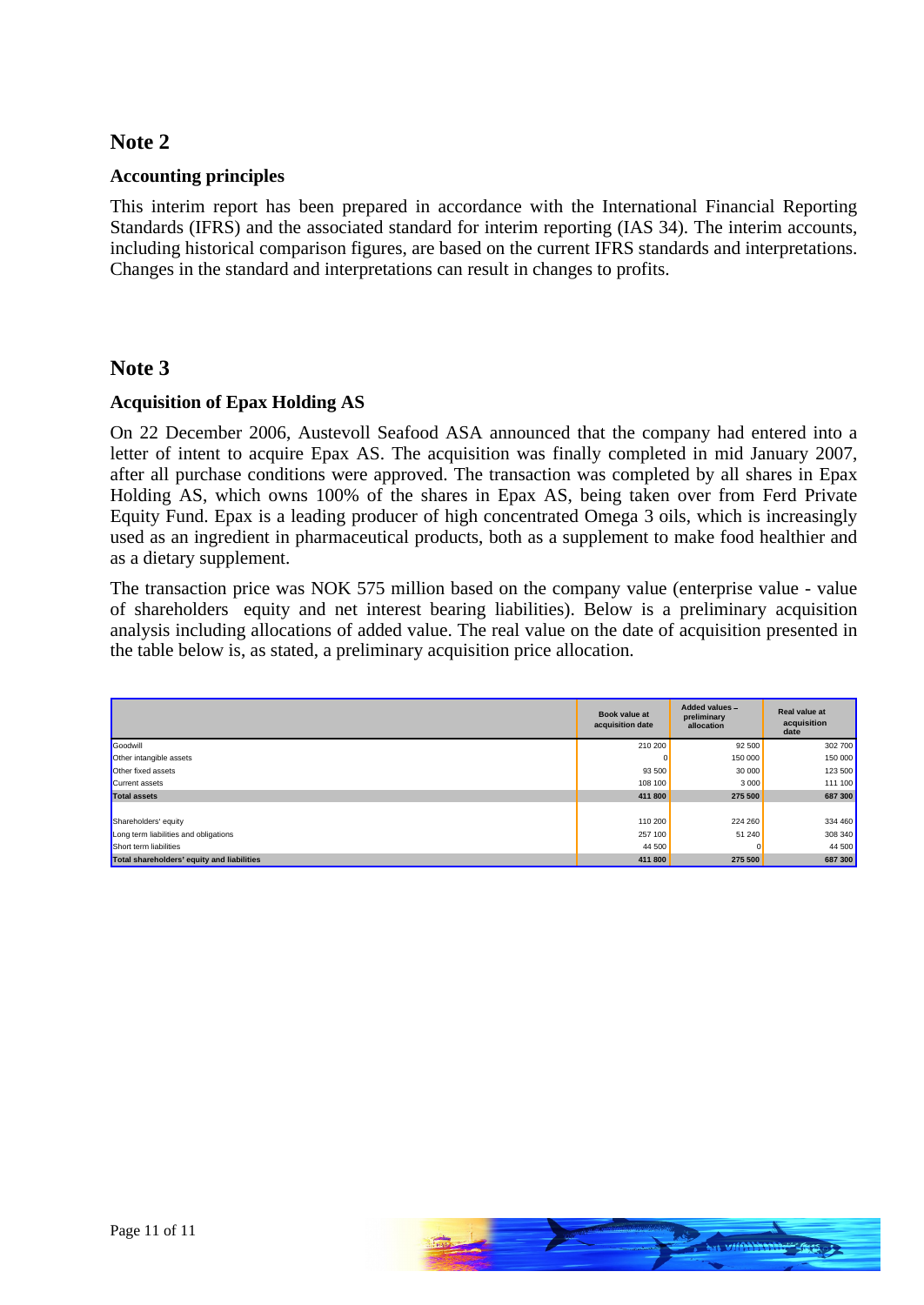## Note 2

### Accounting principles

This interim report has been prepared in accordance with the International Financial Reporting Standards (IFRS) and the associated standard for interim reporting (IAS 34). The interim accounts, including historical comparison figures, are based on the current IFRS standards and interpretations. Changes in the standard and interpretations can result in changes to profits.

## Note 3

### Acquisition of Epax Holding AS

On 22 December 2006, Austevoll Seafood ASA announced that the company had entered into a letter of intent to acquire Epax AS. The acquisition was finally completed in mid January 2007, after all purchase conditions were approved. The transaction was completed by all shares in Epax Holding AS, which owns 100% of the shares in Epax AS, being taken over from Ferd Private Equity Fund. Epax is a leading producer of high concentrated Omega 3 oils, which is increasingly used as an ingredient in pharmaceutical products, both as a supplement to make food healthier and as a dietary supplement.

The transaction price was NOK 575 million based on the company value (enterprise value - value of shareholders equity and net interest bearing liabilities). Below is a preliminary acquisition analysis including allocations of added value. The real value on the date of acquisition presented in the table below is, as stated, a preliminary acquisition price allocation.

| | Book value at acquisition date | Added values – preliminary allocation | Real value at acquisition date |
|---|---|---|---|
| Goodwill | 210 200 | 92 500 | 302 700 |
| Other intangible assets | 0 | 150 000 | 150 000 |
| Other fixed assets | 93 500 | 30 000 | 123 500 |
| Current assets | 108 100 | 3 000 | 111 100 |
| **Total assets** | **411 800** | **275 500** | **687 300** |
| | | | |
| Shareholders' equity | 110 200 | 224 260 | 334 460 |
| Long term liabilities and obligations | 257 100 | 51 240 | 308 340 |
| Short term liabilities | 44 500 | 0 | 44 500 |
| **Total shareholders' equity and liabilities** | **411 800** | **275 500** | **687 300** |